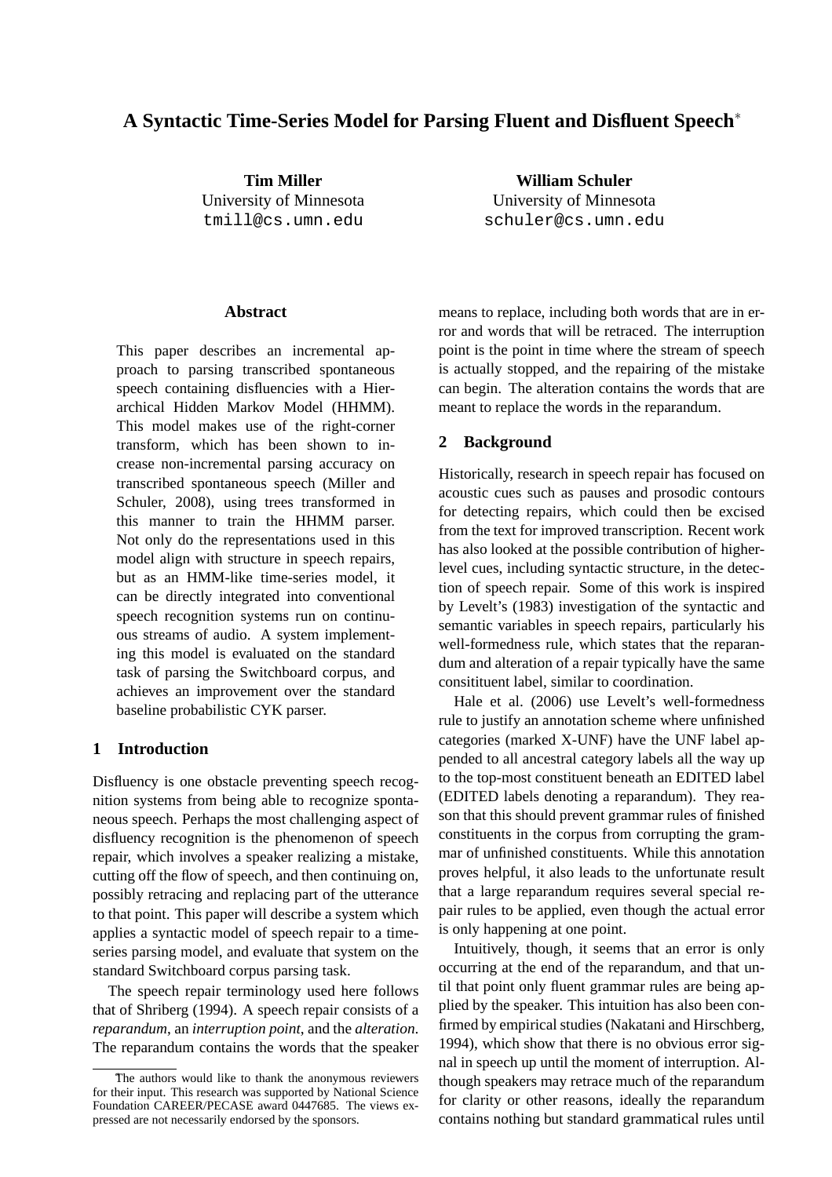# A Syntactic Time-Series Model for Parsing Fluent and Disfluent Speech*

**Tim Miller**
University of Minnesota
tmill@cs.umn.edu

**William Schuler**
University of Minnesota
schuler@cs.umn.edu

## Abstract

This paper describes an incremental approach to parsing transcribed spontaneous speech containing disfluencies with a Hierarchical Hidden Markov Model (HHMM). This model makes use of the right-corner transform, which has been shown to increase non-incremental parsing accuracy on transcribed spontaneous speech (Miller and Schuler, 2008), using trees transformed in this manner to train the HHMM parser. Not only do the representations used in this model align with structure in speech repairs, but as an HMM-like time-series model, it can be directly integrated into conventional speech recognition systems run on continuous streams of audio. A system implementing this model is evaluated on the standard task of parsing the Switchboard corpus, and achieves an improvement over the standard baseline probabilistic CYK parser.

## 1 Introduction

Disfluency is one obstacle preventing speech recognition systems from being able to recognize spontaneous speech. Perhaps the most challenging aspect of disfluency recognition is the phenomenon of speech repair, which involves a speaker realizing a mistake, cutting off the flow of speech, and then continuing on, possibly retracing and replacing part of the utterance to that point. This paper will describe a system which applies a syntactic model of speech repair to a time-series parsing model, and evaluate that system on the standard Switchboard corpus parsing task.

The speech repair terminology used here follows that of Shriberg (1994). A speech repair consists of a *reparandum*, an *interruption point*, and the *alteration*. The reparandum contains the words that the speaker means to replace, including both words that are in error and words that will be retraced. The interruption point is the point in time where the stream of speech is actually stopped, and the repairing of the mistake can begin. The alteration contains the words that are meant to replace the words in the reparandum.

## 2 Background

Historically, research in speech repair has focused on acoustic cues such as pauses and prosodic contours for detecting repairs, which could then be excised from the text for improved transcription. Recent work has also looked at the possible contribution of higher-level cues, including syntactic structure, in the detection of speech repair. Some of this work is inspired by Levelt's (1983) investigation of the syntactic and semantic variables in speech repairs, particularly his well-formedness rule, which states that the reparandum and alteration of a repair typically have the same consitituent label, similar to coordination.

Hale et al. (2006) use Levelt's well-formedness rule to justify an annotation scheme where unfinished categories (marked X-UNF) have the UNF label appended to all ancestral category labels all the way up to the top-most constituent beneath an EDITED label (EDITED labels denoting a reparandum). They reason that this should prevent grammar rules of finished constituents in the corpus from corrupting the grammar of unfinished constituents. While this annotation proves helpful, it also leads to the unfortunate result that a large reparandum requires several special repair rules to be applied, even though the actual error is only happening at one point.

Intuitively, though, it seems that an error is only occurring at the end of the reparandum, and that until that point only fluent grammar rules are being applied by the speaker. This intuition has also been confirmed by empirical studies (Nakatani and Hirschberg, 1994), which show that there is no obvious error signal in speech up until the moment of interruption. Although speakers may retrace much of the reparandum for clarity or other reasons, ideally the reparandum contains nothing but standard grammatical rules until

---

*The authors would like to thank the anonymous reviewers for their input. This research was supported by National Science Foundation CAREER/PECASE award 0447685. The views expressed are not necessarily endorsed by the sponsors.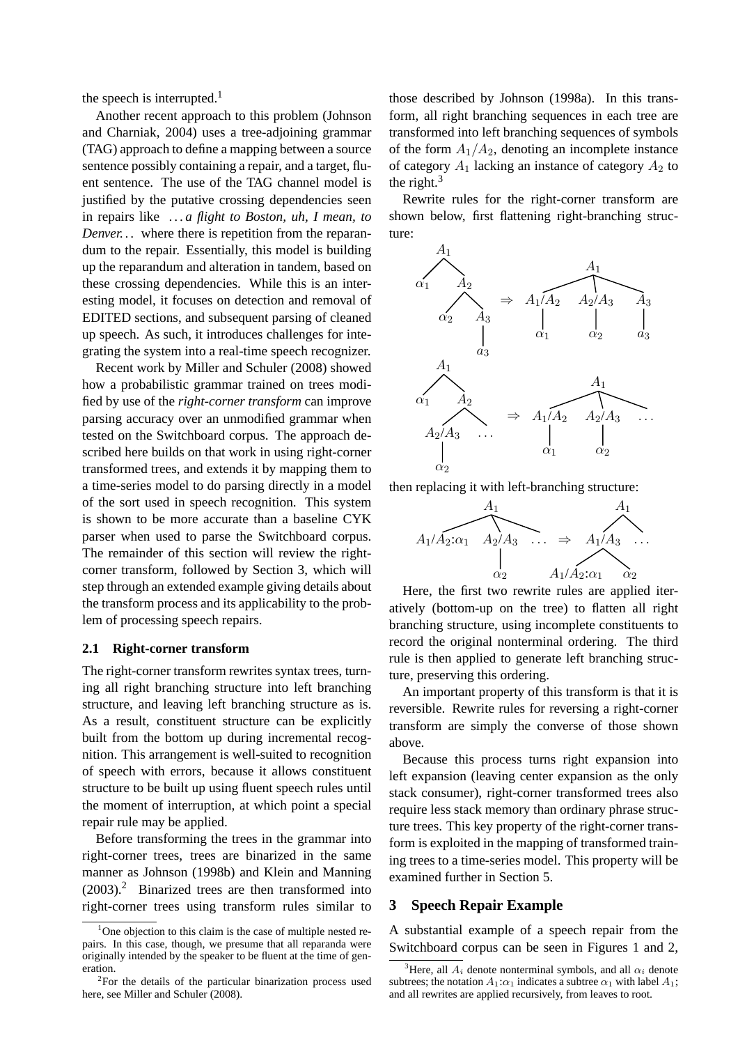the speech is interrupted.[1]

Another recent approach to this problem (Johnson and Charniak, 2004) uses a tree-adjoining grammar (TAG) approach to define a mapping between a source sentence possibly containing a repair, and a target, fluent sentence. The use of the TAG channel model is justified by the putative crossing dependencies seen in repairs like *. . . a flight to Boston, uh, I mean, to Denver. . .* where there is repetition from the reparandum to the repair. Essentially, this model is building up the reparandum and alteration in tandem, based on these crossing dependencies. While this is an interesting model, it focuses on detection and removal of EDITED sections, and subsequent parsing of cleaned up speech. As such, it introduces challenges for integrating the system into a real-time speech recognizer.

Recent work by Miller and Schuler (2008) showed how a probabilistic grammar trained on trees modified by use of the *right-corner transform* can improve parsing accuracy over an unmodified grammar when tested on the Switchboard corpus. The approach described here builds on that work in using right-corner transformed trees, and extends it by mapping them to a time-series model to do parsing directly in a model of the sort used in speech recognition. This system is shown to be more accurate than a baseline CYK parser when used to parse the Switchboard corpus. The remainder of this section will review the right-corner transform, followed by Section 3, which will step through an extended example giving details about the transform process and its applicability to the problem of processing speech repairs.

### 2.1 Right-corner transform

The right-corner transform rewrites syntax trees, turning all right branching structure into left branching structure, and leaving left branching structure as is. As a result, constituent structure can be explicitly built from the bottom up during incremental recognition. This arrangement is well-suited to recognition of speech with errors, because it allows constituent structure to be built up using fluent speech rules until the moment of interruption, at which point a special repair rule may be applied.

Before transforming the trees in the grammar into right-corner trees, trees are binarized in the same manner as Johnson (1998b) and Klein and Manning (2003).[2] Binarized trees are then transformed into right-corner trees using transform rules similar to those described by Johnson (1998a). In this transform, all right branching sequences in each tree are transformed into left branching sequences of symbols of the form $A_1/A_2$, denoting an incomplete instance of category $A_1$ lacking an instance of category $A_2$ to the right.[3]

Rewrite rules for the right-corner transform are shown below, first flattening right-branching structure:

$$[A_1\ \alpha_1\ [A_2\ \alpha_2\ [A_3\ a_3]]] \Rightarrow [A_1\ [A_1/A_2\ \alpha_1]\ [A_2/A_3\ \alpha_2]\ [A_3\ a_3]]$$

$$[A_1\ \alpha_1\ [A_2\ [A_2/A_3\ \alpha_2]\ \ldots]] \Rightarrow [A_1\ [A_1/A_2\ \alpha_1]\ [A_2/A_3\ \alpha_2]\ \ldots]$$

then replacing it with left-branching structure:

$$[A_1\ A_1/A_2{:}\alpha_1\ [A_2/A_3\ \alpha_2]\ \ldots] \Rightarrow [A_1\ [A_1/A_3\ A_1/A_2{:}\alpha_1\ \alpha_2]\ \ldots]$$

Here, the first two rewrite rules are applied iteratively (bottom-up on the tree) to flatten all right branching structure, using incomplete constituents to record the original nonterminal ordering. The third rule is then applied to generate left branching structure, preserving this ordering.

An important property of this transform is that it is reversible. Rewrite rules for reversing a right-corner transform are simply the converse of those shown above.

Because this process turns right expansion into left expansion (leaving center expansion as the only stack consumer), right-corner transformed trees also require less stack memory than ordinary phrase structure trees. This key property of the right-corner transform is exploited in the mapping of transformed training trees to a time-series model. This property will be examined further in Section 5.

## 3 Speech Repair Example

A substantial example of a speech repair from the Switchboard corpus can be seen in Figures 1 and 2,

[1] One objection to this claim is the case of multiple nested repairs. In this case, though, we presume that all reparanda were originally intended by the speaker to be fluent at the time of generation.

[2] For the details of the particular binarization process used here, see Miller and Schuler (2008).

[3] Here, all $A_i$ denote nonterminal symbols, and all $\alpha_i$ denote subtrees; the notation $A_1{:}\alpha_1$ indicates a subtree $\alpha_1$ with label $A_1$; and all rewrites are applied recursively, from leaves to root.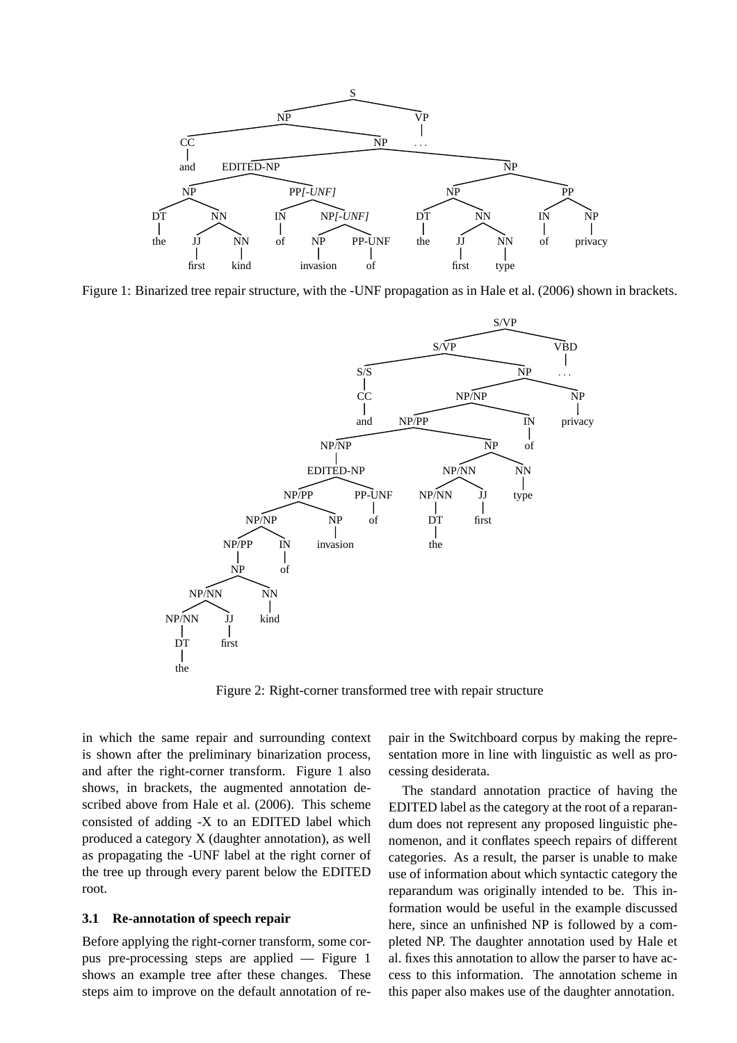Figure 1: Binarized tree repair structure, with the -UNF propagation as in Hale et al. (2006) shown in brackets.

Figure 2: Right-corner transformed tree with repair structure

in which the same repair and surrounding context is shown after the preliminary binarization process, and after the right-corner transform. Figure 1 also shows, in brackets, the augmented annotation described above from Hale et al. (2006). This scheme consisted of adding -X to an EDITED label which produced a category X (daughter annotation), as well as propagating the -UNF label at the right corner of the tree up through every parent below the EDITED root.

### 3.1 Re-annotation of speech repair

Before applying the right-corner transform, some corpus pre-processing steps are applied — Figure 1 shows an example tree after these changes. These steps aim to improve on the default annotation of repair in the Switchboard corpus by making the representation more in line with linguistic as well as processing desiderata.

The standard annotation practice of having the EDITED label as the category at the root of a reparandum does not represent any proposed linguistic phenomenon, and it conflates speech repairs of different categories. As a result, the parser is unable to make use of information about which syntactic category the reparandum was originally intended to be. This information would be useful in the example discussed here, since an unfinished NP is followed by a completed NP. The daughter annotation used by Hale et al. fixes this annotation to allow the parser to have access to this information. The annotation scheme in this paper also makes use of the daughter annotation.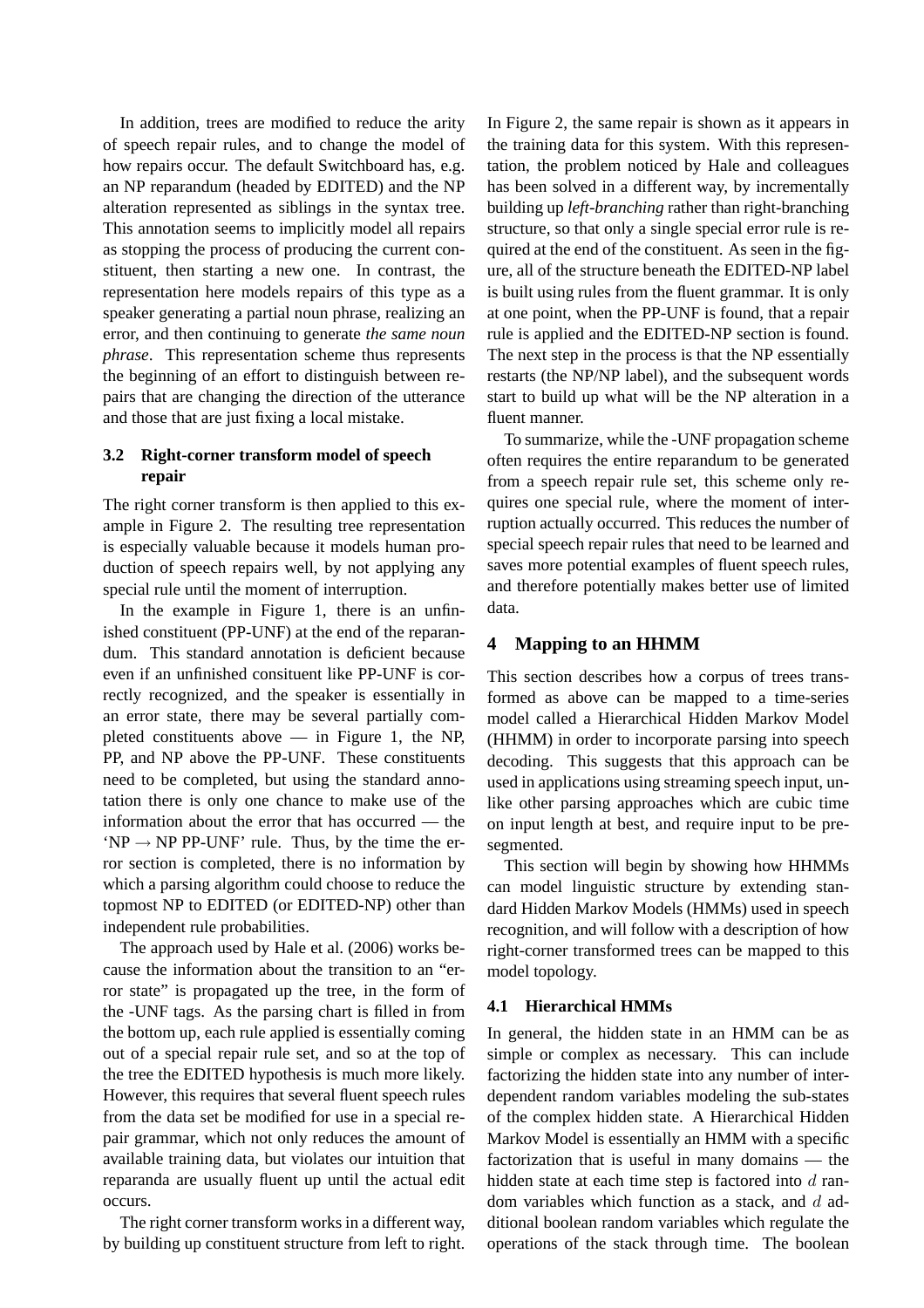In addition, trees are modified to reduce the arity of speech repair rules, and to change the model of how repairs occur. The default Switchboard has, e.g. an NP reparandum (headed by EDITED) and the NP alteration represented as siblings in the syntax tree. This annotation seems to implicitly model all repairs as stopping the process of producing the current constituent, then starting a new one. In contrast, the representation here models repairs of this type as a speaker generating a partial noun phrase, realizing an error, and then continuing to generate *the same noun phrase*. This representation scheme thus represents the beginning of an effort to distinguish between repairs that are changing the direction of the utterance and those that are just fixing a local mistake.

### 3.2 Right-corner transform model of speech repair

The right corner transform is then applied to this example in Figure 2. The resulting tree representation is especially valuable because it models human production of speech repairs well, by not applying any special rule until the moment of interruption.

In the example in Figure 1, there is an unfinished constituent (PP-UNF) at the end of the reparandum. This standard annotation is deficient because even if an unfinished consituent like PP-UNF is correctly recognized, and the speaker is essentially in an error state, there may be several partially completed constituents above — in Figure 1, the NP, PP, and NP above the PP-UNF. These constituents need to be completed, but using the standard annotation there is only one chance to make use of the information about the error that has occurred — the 'NP $\rightarrow$ NP PP-UNF' rule. Thus, by the time the error section is completed, there is no information by which a parsing algorithm could choose to reduce the topmost NP to EDITED (or EDITED-NP) other than independent rule probabilities.

The approach used by Hale et al. (2006) works because the information about the transition to an "error state" is propagated up the tree, in the form of the -UNF tags. As the parsing chart is filled in from the bottom up, each rule applied is essentially coming out of a special repair rule set, and so at the top of the tree the EDITED hypothesis is much more likely. However, this requires that several fluent speech rules from the data set be modified for use in a special repair grammar, which not only reduces the amount of available training data, but violates our intuition that reparanda are usually fluent up until the actual edit occurs.

The right corner transform works in a different way, by building up constituent structure from left to right. In Figure 2, the same repair is shown as it appears in the training data for this system. With this representation, the problem noticed by Hale and colleagues has been solved in a different way, by incrementally building up *left-branching* rather than right-branching structure, so that only a single special error rule is required at the end of the constituent. As seen in the figure, all of the structure beneath the EDITED-NP label is built using rules from the fluent grammar. It is only at one point, when the PP-UNF is found, that a repair rule is applied and the EDITED-NP section is found. The next step in the process is that the NP essentially restarts (the NP/NP label), and the subsequent words start to build up what will be the NP alteration in a fluent manner.

To summarize, while the -UNF propagation scheme often requires the entire reparandum to be generated from a speech repair rule set, this scheme only requires one special rule, where the moment of interruption actually occurred. This reduces the number of special speech repair rules that need to be learned and saves more potential examples of fluent speech rules, and therefore potentially makes better use of limited data.

## 4 Mapping to an HHMM

This section describes how a corpus of trees transformed as above can be mapped to a time-series model called a Hierarchical Hidden Markov Model (HHMM) in order to incorporate parsing into speech decoding. This suggests that this approach can be used in applications using streaming speech input, unlike other parsing approaches which are cubic time on input length at best, and require input to be presegmented.

This section will begin by showing how HHMMs can model linguistic structure by extending standard Hidden Markov Models (HMMs) used in speech recognition, and will follow with a description of how right-corner transformed trees can be mapped to this model topology.

### 4.1 Hierarchical HMMs

In general, the hidden state in an HMM can be as simple or complex as necessary. This can include factorizing the hidden state into any number of interdependent random variables modeling the sub-states of the complex hidden state. A Hierarchical Hidden Markov Model is essentially an HMM with a specific factorization that is useful in many domains — the hidden state at each time step is factored into $d$ random variables which function as a stack, and $d$ additional boolean random variables which regulate the operations of the stack through time. The boolean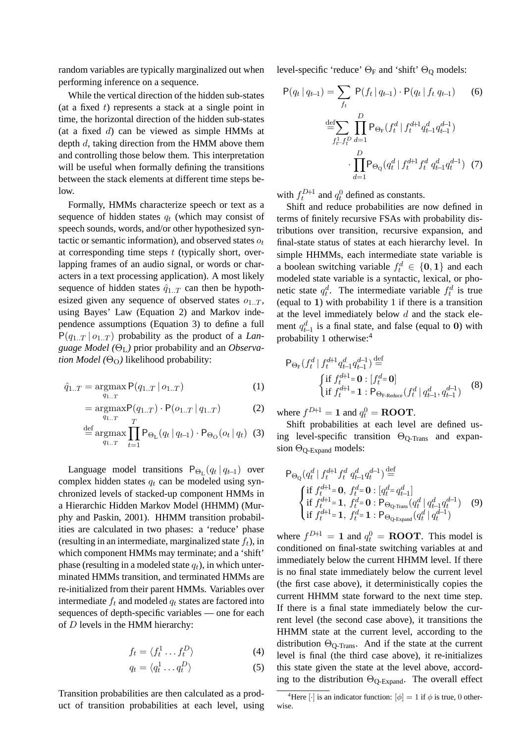random variables are typically marginalized out when performing inference on a sequence.

While the vertical direction of the hidden sub-states (at a fixed $t$) represents a stack at a single point in time, the horizontal direction of the hidden sub-states (at a fixed $d$) can be viewed as simple HMMs at depth $d$, taking direction from the HMM above them and controlling those below them. This interpretation will be useful when formally defining the transitions between the stack elements at different time steps below.

Formally, HMMs characterize speech or text as a sequence of hidden states $q_t$ (which may consist of speech sounds, words, and/or other hypothesized syntactic or semantic information), and observed states $o_t$ at corresponding time steps $t$ (typically short, overlapping frames of an audio signal, or words or characters in a text processing application). A most likely sequence of hidden states $\hat{q}_{1..T}$ can then be hypothesized given any sequence of observed states $o_{1..T}$, using Bayes' Law (Equation 2) and Markov independence assumptions (Equation 3) to define a full $\mathsf{P}(q_{1..T} \mid o_{1..T})$ probability as the product of a *Language Model (*$\Theta_{\text{L}}$*)* prior probability and an *Observation Model (*$\Theta_{\text{O}}$*)* likelihood probability:

$$\hat{q}_{1..T} = \underset{q_{1..T}}{\operatorname{argmax}}\, \mathsf{P}(q_{1..T} \mid o_{1..T}) \quad (1)$$

$$= \underset{q_{1..T}}{\operatorname{argmax}}\, \mathsf{P}(q_{1..T}) \cdot \mathsf{P}(o_{1..T} \mid q_{1..T}) \quad (2)$$

$$\stackrel{\text{def}}{=} \underset{q_{1..T}}{\operatorname{argmax}} \prod_{t=1}^{T} \mathsf{P}_{\Theta_{\text{L}}}(q_t \mid q_{t-1}) \cdot \mathsf{P}_{\Theta_{\text{O}}}(o_t \mid q_t) \quad (3)$$

Language model transitions $\mathsf{P}_{\Theta_{\text{L}}}(q_t \mid q_{t-1})$ over complex hidden states $q_t$ can be modeled using synchronized levels of stacked-up component HMMs in a Hierarchic Hidden Markov Model (HHMM) (Murphy and Paskin, 2001). HHMM transition probabilities are calculated in two phases: a 'reduce' phase (resulting in an intermediate, marginalized state $f_t$), in which component HMMs may terminate; and a 'shift' phase (resulting in a modeled state $q_t$), in which unterminated HMMs transition, and terminated HMMs are re-initialized from their parent HMMs. Variables over intermediate $f_t$ and modeled $q_t$ states are factored into sequences of depth-specific variables — one for each of $D$ levels in the HMM hierarchy:

$$f_t = \langle f_t^1 \ldots f_t^D \rangle \quad (4)$$

$$q_t = \langle q_t^1 \ldots q_t^D \rangle \quad (5)$$

Transition probabilities are then calculated as a product of transition probabilities at each level, using level-specific 'reduce' $\Theta_{\text{F}}$ and 'shift' $\Theta_{\text{Q}}$ models:

$$\mathsf{P}(q_t \mid q_{t-1}) = \sum_{f_t} \mathsf{P}(f_t \mid q_{t-1}) \cdot \mathsf{P}(q_t \mid f_t\, q_{t-1}) \quad (6)$$

$$\stackrel{\text{def}}{=} \sum_{f_t^1..f_t^D} \prod_{d=1}^{D} \mathsf{P}_{\Theta_{\text{F}}}(f_t^d \mid f_t^{d+1} q_{t-1}^d q_{t-1}^{d-1}) \cdot \prod_{d=1}^{D} \mathsf{P}_{\Theta_{\text{Q}}}(q_t^d \mid f_t^{d+1} f_t^d\, q_{t-1}^d q_t^{d-1}) \quad (7)$$

with $f_t^{D+1}$ and $q_t^0$ defined as constants.

Shift and reduce probabilities are now defined in terms of finitely recursive FSAs with probability distributions over transition, recursive expansion, and final-state status of states at each hierarchy level. In simple HHMMs, each intermediate state variable is a boolean switching variable $f_t^d \in \{\mathbf{0}, \mathbf{1}\}$ and each modeled state variable is a syntactic, lexical, or phonetic state $q_t^d$. The intermediate variable $f_t^d$ is true (equal to $\mathbf{1}$) with probability 1 if there is a transition at the level immediately below $d$ and the stack element $q_{t-1}^d$ is a final state, and false (equal to $\mathbf{0}$) with probability 1 otherwise:[4]

$$\mathsf{P}_{\Theta_{\text{F}}}(f_t^d \mid f_t^{d+1} q_{t-1}^d q_{t-1}^{d-1}) \stackrel{\text{def}}{=} \begin{cases} \text{if } f_t^{d+1} = \mathbf{0} : [f_t^d = \mathbf{0}] \\ \text{if } f_t^{d+1} = \mathbf{1} : \mathsf{P}_{\Theta_{\text{F-Reduce}}}(f_t^d \mid q_{t-1}^d, q_{t-1}^{d-1}) \end{cases} \quad (8)$$

where $f^{D+1} = \mathbf{1}$ and $q_t^0 = \mathbf{ROOT}$.

Shift probabilities at each level are defined using level-specific transition $\Theta_{\text{Q-Trans}}$ and expansion $\Theta_{\text{Q-Expand}}$ models:

$$\mathsf{P}_{\Theta_{\text{Q}}}(q_t^d \mid f_t^{d+1} f_t^d\, q_{t-1}^d q_t^{d-1}) \stackrel{\text{def}}{=} \begin{cases} \text{if } f_t^{d+1} = \mathbf{0},\ f_t^d = \mathbf{0} : [q_t^d = q_{t-1}^d] \\ \text{if } f_t^{d+1} = \mathbf{1},\ f_t^d = \mathbf{0} : \mathsf{P}_{\Theta_{\text{Q-Trans}}}(q_t^d \mid q_{t-1}^d q_t^{d-1}) \\ \text{if } f_t^{d+1} = \mathbf{1},\ f_t^d = \mathbf{1} : \mathsf{P}_{\Theta_{\text{Q-Expand}}}(q_t^d \mid q_t^{d-1}) \end{cases} \quad (9)$$

where $f^{D+1} = \mathbf{1}$ and $q_t^0 = \mathbf{ROOT}$. This model is conditioned on final-state switching variables at and immediately below the current HHMM level. If there is no final state immediately below the current level (the first case above), it deterministically copies the current HHMM state forward to the next time step. If there is a final state immediately below the current level (the second case above), it transitions the HHMM state at the current level, according to the distribution $\Theta_{\text{Q-Trans}}$. And if the state at the current level is final (the third case above), it re-initializes this state given the state at the level above, according to the distribution $\Theta_{\text{Q-Expand}}$. The overall effect

[4] Here $[\cdot]$ is an indicator function: $[\phi] = 1$ if $\phi$ is true, 0 otherwise.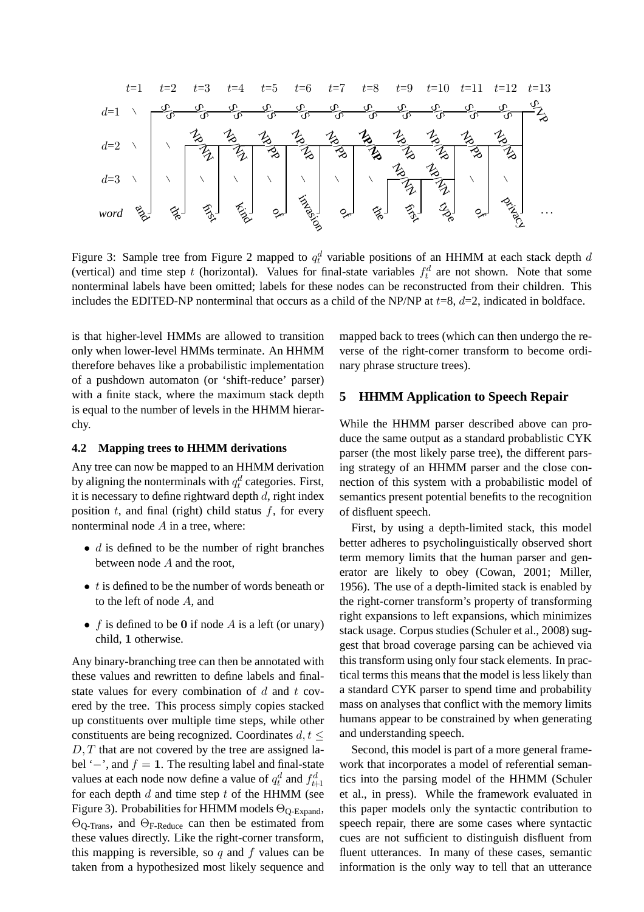Figure 3: Sample tree from Figure 2 mapped to $q_t^d$ variable positions of an HHMM at each stack depth $d$ (vertical) and time step $t$ (horizontal). Values for final-state variables $f_t^d$ are not shown. Note that some nonterminal labels have been omitted; labels for these nodes can be reconstructed from their children. This includes the EDITED-NP nonterminal that occurs as a child of the NP/NP at $t$=8, $d$=2, indicated in boldface.

is that higher-level HMMs are allowed to transition only when lower-level HMMs terminate. An HHMM therefore behaves like a probabilistic implementation of a pushdown automaton (or 'shift-reduce' parser) with a finite stack, where the maximum stack depth is equal to the number of levels in the HHMM hierarchy.

### 4.2 Mapping trees to HHMM derivations

Any tree can now be mapped to an HHMM derivation by aligning the nonterminals with $q_t^d$ categories. First, it is necessary to define rightward depth $d$, right index position $t$, and final (right) child status $f$, for every nonterminal node $A$ in a tree, where:

- $d$ is defined to be the number of right branches between node $A$ and the root,
- $t$ is defined to be the number of words beneath or to the left of node $A$, and
- $f$ is defined to be **0** if node $A$ is a left (or unary) child, **1** otherwise.

Any binary-branching tree can then be annotated with these values and rewritten to define labels and final-state values for every combination of $d$ and $t$ covered by the tree. This process simply copies stacked up constituents over multiple time steps, while other constituents are being recognized. Coordinates $d, t \leq D, T$ that are not covered by the tree are assigned label '$-$', and $f = \mathbf{1}$. The resulting label and final-state values at each node now define a value of $q_t^d$ and $f_{t+1}^d$ for each depth $d$ and time step $t$ of the HHMM (see Figure 3). Probabilities for HHMM models $\Theta_{\text{Q-Expand}}$, $\Theta_{\text{Q-Trans}}$, and $\Theta_{\text{F-Reduce}}$ can then be estimated from these values directly. Like the right-corner transform, this mapping is reversible, so $q$ and $f$ values can be taken from a hypothesized most likely sequence and mapped back to trees (which can then undergo the reverse of the right-corner transform to become ordinary phrase structure trees).

## 5 HHMM Application to Speech Repair

While the HHMM parser described above can produce the same output as a standard probablistic CYK parser (the most likely parse tree), the different parsing strategy of an HHMM parser and the close connection of this system with a probabilistic model of semantics present potential benefits to the recognition of disfluent speech.

First, by using a depth-limited stack, this model better adheres to psycholinguistically observed short term memory limits that the human parser and generator are likely to obey (Cowan, 2001; Miller, 1956). The use of a depth-limited stack is enabled by the right-corner transform's property of transforming right expansions to left expansions, which minimizes stack usage. Corpus studies (Schuler et al., 2008) suggest that broad coverage parsing can be achieved via this transform using only four stack elements. In practical terms this means that the model is less likely than a standard CYK parser to spend time and probability mass on analyses that conflict with the memory limits humans appear to be constrained by when generating and understanding speech.

Second, this model is part of a more general framework that incorporates a model of referential semantics into the parsing model of the HHMM (Schuler et al., in press). While the framework evaluated in this paper models only the syntactic contribution to speech repair, there are some cases where syntactic cues are not sufficient to distinguish disfluent from fluent utterances. In many of these cases, semantic information is the only way to tell that an utterance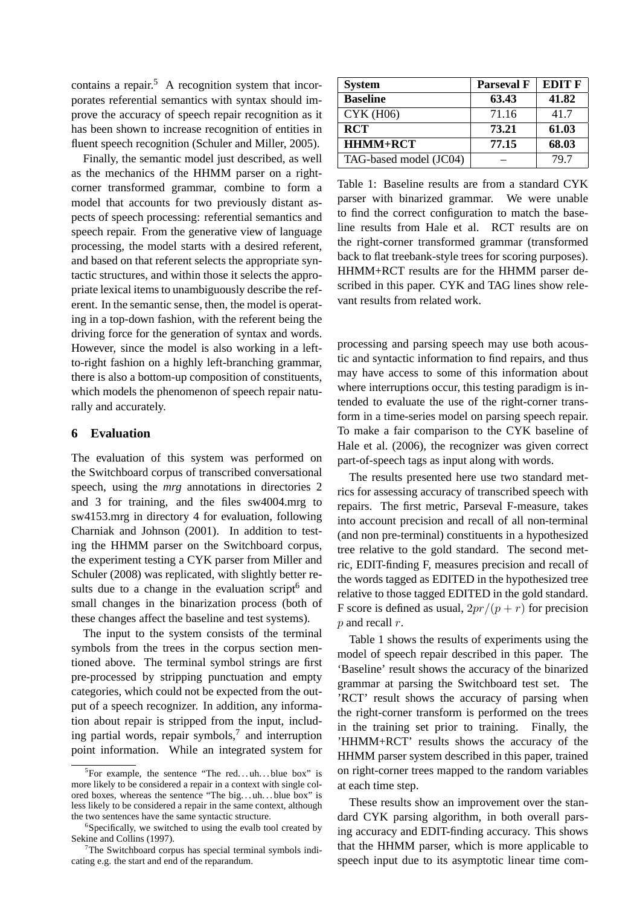contains a repair.[5] A recognition system that incorporates referential semantics with syntax should improve the accuracy of speech repair recognition as it has been shown to increase recognition of entities in fluent speech recognition (Schuler and Miller, 2005).

Finally, the semantic model just described, as well as the mechanics of the HHMM parser on a right-corner transformed grammar, combine to form a model that accounts for two previously distant aspects of speech processing: referential semantics and speech repair. From the generative view of language processing, the model starts with a desired referent, and based on that referent selects the appropriate syntactic structures, and within those it selects the appropriate lexical items to unambiguously describe the referent. In the semantic sense, then, the model is operating in a top-down fashion, with the referent being the driving force for the generation of syntax and words. However, since the model is also working in a left-to-right fashion on a highly left-branching grammar, there is also a bottom-up composition of constituents, which models the phenomenon of speech repair naturally and accurately.

## 6 Evaluation

The evaluation of this system was performed on the Switchboard corpus of transcribed conversational speech, using the *mrg* annotations in directories 2 and 3 for training, and the files sw4004.mrg to sw4153.mrg in directory 4 for evaluation, following Charniak and Johnson (2001). In addition to testing the HHMM parser on the Switchboard corpus, the experiment testing a CYK parser from Miller and Schuler (2008) was replicated, with slightly better results due to a change in the evaluation script[6] and small changes in the binarization process (both of these changes affect the baseline and test systems).

The input to the system consists of the terminal symbols from the trees in the corpus section mentioned above. The terminal symbol strings are first pre-processed by stripping punctuation and empty categories, which could not be expected from the output of a speech recognizer. In addition, any information about repair is stripped from the input, including partial words, repair symbols,[7] and interruption point information. While an integrated system for processing and parsing speech may use both acoustic and syntactic information to find repairs, and thus may have access to some of this information about where interruptions occur, this testing paradigm is intended to evaluate the use of the right-corner transform in a time-series model on parsing speech repair. To make a fair comparison to the CYK baseline of Hale et al. (2006), the recognizer was given correct part-of-speech tags as input along with words.

The results presented here use two standard metrics for assessing accuracy of transcribed speech with repairs. The first metric, Parseval F-measure, takes into account precision and recall of all non-terminal (and non pre-terminal) constituents in a hypothesized tree relative to the gold standard. The second metric, EDIT-finding F, measures precision and recall of the words tagged as EDITED in the hypothesized tree relative to those tagged EDITED in the gold standard. F score is defined as usual, $2pr/(p + r)$ for precision $p$ and recall $r$.

| System | Parseval F | EDIT F |
|---|---|---|
| **Baseline** | **63.43** | **41.82** |
| CYK (H06) | 71.16 | 41.7 |
| **RCT** | **73.21** | **61.03** |
| **HHMM+RCT** | **77.15** | **68.03** |
| TAG-based model (JC04) | – | 79.7 |

Table 1: Baseline results are from a standard CYK parser with binarized grammar. We were unable to find the correct configuration to match the baseline results from Hale et al. RCT results are on the right-corner transformed grammar (transformed back to flat treebank-style trees for scoring purposes). HHMM+RCT results are for the HHMM parser described in this paper. CYK and TAG lines show relevant results from related work.

Table 1 shows the results of experiments using the model of speech repair described in this paper. The 'Baseline' result shows the accuracy of the binarized grammar at parsing the Switchboard test set. The 'RCT' result shows the accuracy of parsing when the right-corner transform is performed on the trees in the training set prior to training. Finally, the 'HHMM+RCT' results shows the accuracy of the HHMM parser system described in this paper, trained on right-corner trees mapped to the random variables at each time step.

These results show an improvement over the standard CYK parsing algorithm, in both overall parsing accuracy and EDIT-finding accuracy. This shows that the HHMM parser, which is more applicable to speech input due to its asymptotic linear time com-

[5] For example, the sentence "The red…uh…blue box" is more likely to be considered a repair in a context with single colored boxes, whereas the sentence "The big…uh…blue box" is less likely to be considered a repair in the same context, although the two sentences have the same syntactic structure.

[6] Specifically, we switched to using the evalb tool created by Sekine and Collins (1997).

[7] The Switchboard corpus has special terminal symbols indicating e.g. the start and end of the reparandum.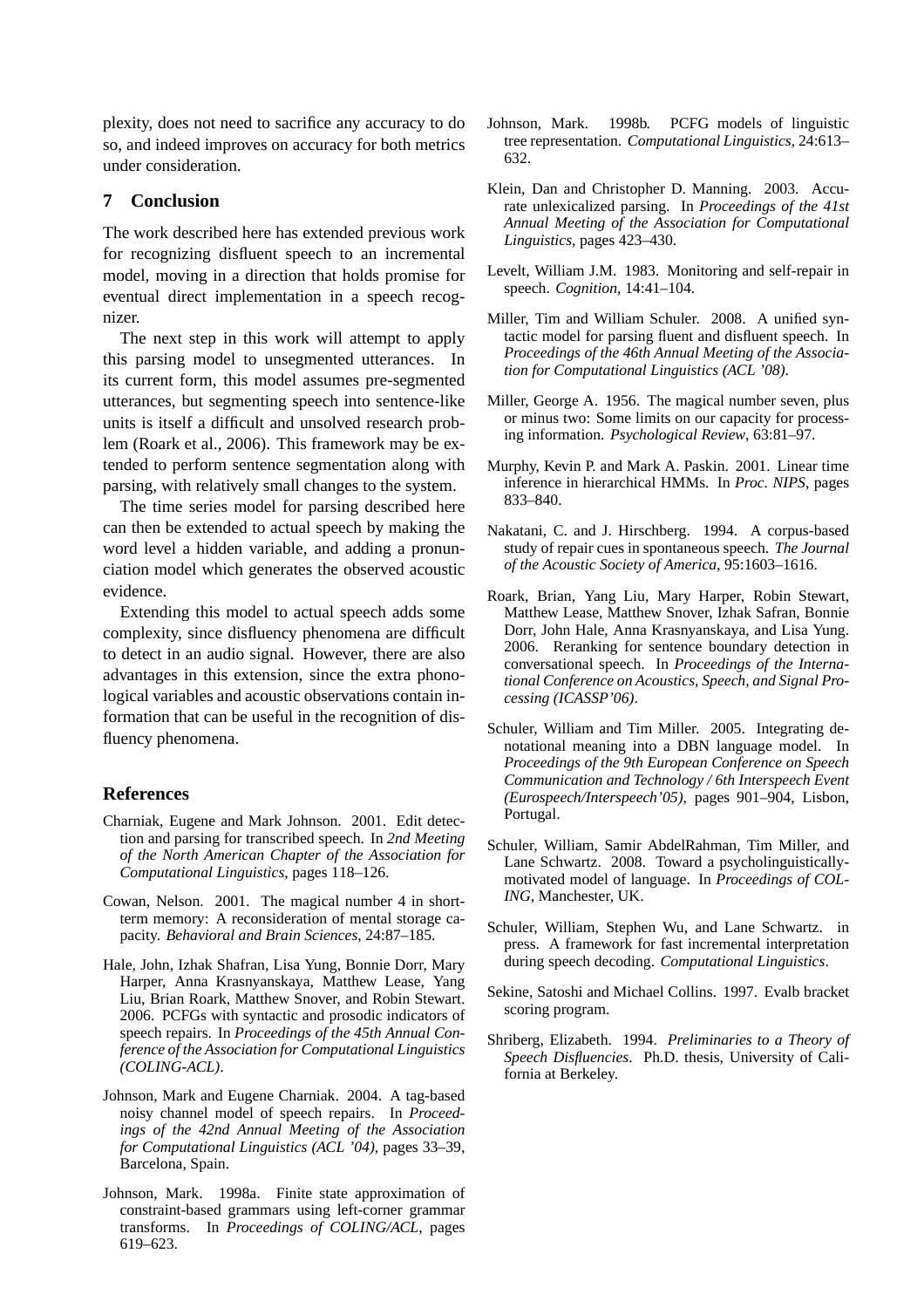plexity, does not need to sacrifice any accuracy to do so, and indeed improves on accuracy for both metrics under consideration.

## 7 Conclusion

The work described here has extended previous work for recognizing disfluent speech to an incremental model, moving in a direction that holds promise for eventual direct implementation in a speech recognizer.

The next step in this work will attempt to apply this parsing model to unsegmented utterances. In its current form, this model assumes pre-segmented utterances, but segmenting speech into sentence-like units is itself a difficult and unsolved research problem (Roark et al., 2006). This framework may be extended to perform sentence segmentation along with parsing, with relatively small changes to the system.

The time series model for parsing described here can then be extended to actual speech by making the word level a hidden variable, and adding a pronunciation model which generates the observed acoustic evidence.

Extending this model to actual speech adds some complexity, since disfluency phenomena are difficult to detect in an audio signal. However, there are also advantages in this extension, since the extra phonological variables and acoustic observations contain information that can be useful in the recognition of disfluency phenomena.

## References

Charniak, Eugene and Mark Johnson. 2001. Edit detection and parsing for transcribed speech. In *2nd Meeting of the North American Chapter of the Association for Computational Linguistics*, pages 118–126.

Cowan, Nelson. 2001. The magical number 4 in short-term memory: A reconsideration of mental storage capacity. *Behavioral and Brain Sciences*, 24:87–185.

Hale, John, Izhak Shafran, Lisa Yung, Bonnie Dorr, Mary Harper, Anna Krasnyanskaya, Matthew Lease, Yang Liu, Brian Roark, Matthew Snover, and Robin Stewart. 2006. PCFGs with syntactic and prosodic indicators of speech repairs. In *Proceedings of the 45th Annual Conference of the Association for Computational Linguistics (COLING-ACL)*.

Johnson, Mark and Eugene Charniak. 2004. A tag-based noisy channel model of speech repairs. In *Proceedings of the 42nd Annual Meeting of the Association for Computational Linguistics (ACL '04)*, pages 33–39, Barcelona, Spain.

Johnson, Mark. 1998a. Finite state approximation of constraint-based grammars using left-corner grammar transforms. In *Proceedings of COLING/ACL*, pages 619–623.

Johnson, Mark. 1998b. PCFG models of linguistic tree representation. *Computational Linguistics*, 24:613–632.

Klein, Dan and Christopher D. Manning. 2003. Accurate unlexicalized parsing. In *Proceedings of the 41st Annual Meeting of the Association for Computational Linguistics*, pages 423–430.

Levelt, William J.M. 1983. Monitoring and self-repair in speech. *Cognition*, 14:41–104.

Miller, Tim and William Schuler. 2008. A unified syntactic model for parsing fluent and disfluent speech. In *Proceedings of the 46th Annual Meeting of the Association for Computational Linguistics (ACL '08)*.

Miller, George A. 1956. The magical number seven, plus or minus two: Some limits on our capacity for processing information. *Psychological Review*, 63:81–97.

Murphy, Kevin P. and Mark A. Paskin. 2001. Linear time inference in hierarchical HMMs. In *Proc. NIPS*, pages 833–840.

Nakatani, C. and J. Hirschberg. 1994. A corpus-based study of repair cues in spontaneous speech. *The Journal of the Acoustic Society of America*, 95:1603–1616.

Roark, Brian, Yang Liu, Mary Harper, Robin Stewart, Matthew Lease, Matthew Snover, Izhak Safran, Bonnie Dorr, John Hale, Anna Krasnyanskaya, and Lisa Yung. 2006. Reranking for sentence boundary detection in conversational speech. In *Proceedings of the International Conference on Acoustics, Speech, and Signal Processing (ICASSP'06)*.

Schuler, William and Tim Miller. 2005. Integrating denotational meaning into a DBN language model. In *Proceedings of the 9th European Conference on Speech Communication and Technology / 6th Interspeech Event (Eurospeech/Interspeech'05)*, pages 901–904, Lisbon, Portugal.

Schuler, William, Samir AbdelRahman, Tim Miller, and Lane Schwartz. 2008. Toward a psycholinguistically-motivated model of language. In *Proceedings of COLING*, Manchester, UK.

Schuler, William, Stephen Wu, and Lane Schwartz. in press. A framework for fast incremental interpretation during speech decoding. *Computational Linguistics*.

Sekine, Satoshi and Michael Collins. 1997. Evalb bracket scoring program.

Shriberg, Elizabeth. 1994. *Preliminaries to a Theory of Speech Disfluencies*. Ph.D. thesis, University of California at Berkeley.